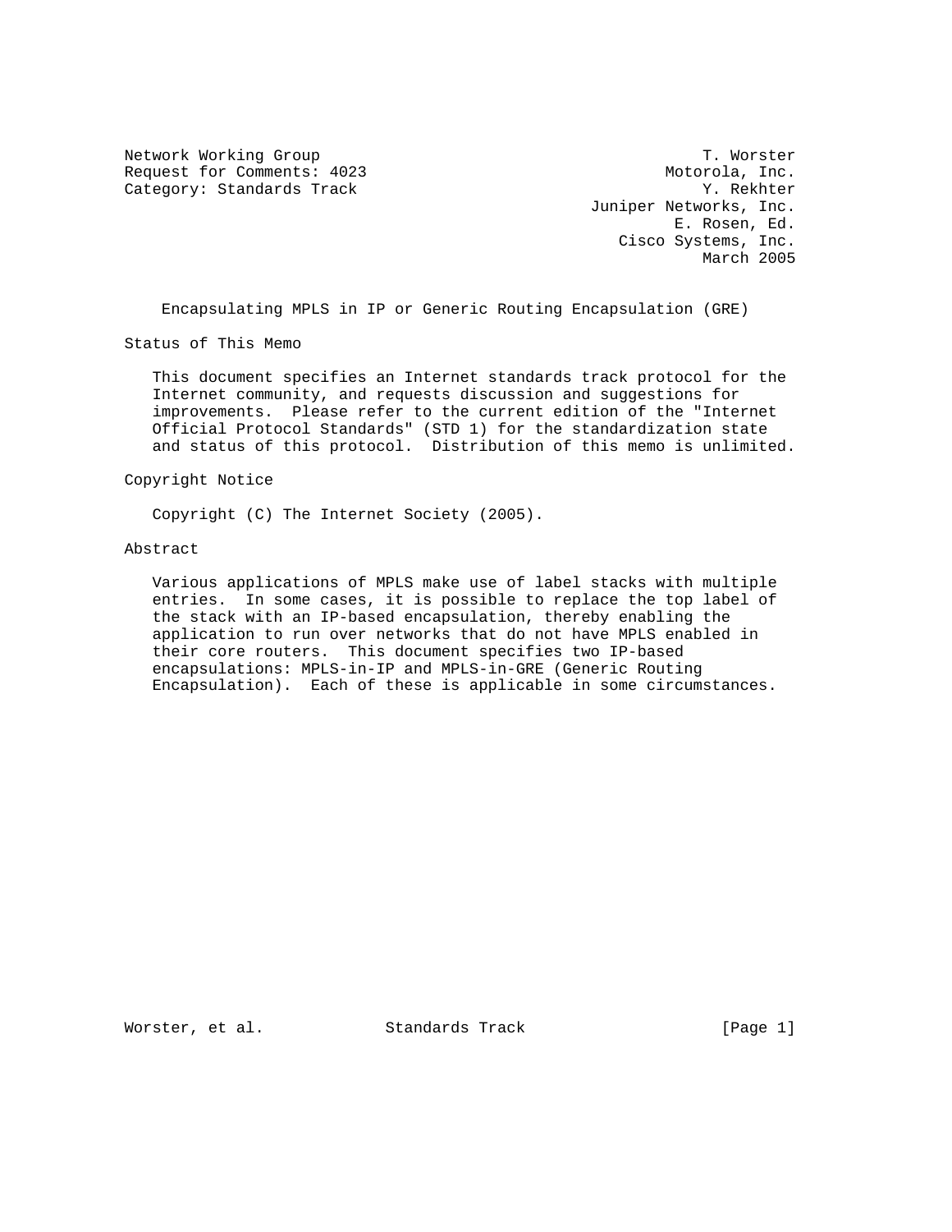Network Working Group T. Worster
Request for Comments: 4023 Motorola, Inc.
Category: Standards Track Y. Rekhter
Juniper Networks, Inc.
E. Rosen, Ed.
Cisco Systems, Inc.
March 2005

# Encapsulating MPLS in IP or Generic Routing Encapsulation (GRE)

## Status of This Memo

This document specifies an Internet standards track protocol for the Internet community, and requests discussion and suggestions for improvements. Please refer to the current edition of the "Internet Official Protocol Standards" (STD 1) for the standardization state and status of this protocol. Distribution of this memo is unlimited.

## Copyright Notice

Copyright (C) The Internet Society (2005).

## Abstract

Various applications of MPLS make use of label stacks with multiple entries. In some cases, it is possible to replace the top label of the stack with an IP-based encapsulation, thereby enabling the application to run over networks that do not have MPLS enabled in their core routers. This document specifies two IP-based encapsulations: MPLS-in-IP and MPLS-in-GRE (Generic Routing Encapsulation). Each of these is applicable in some circumstances.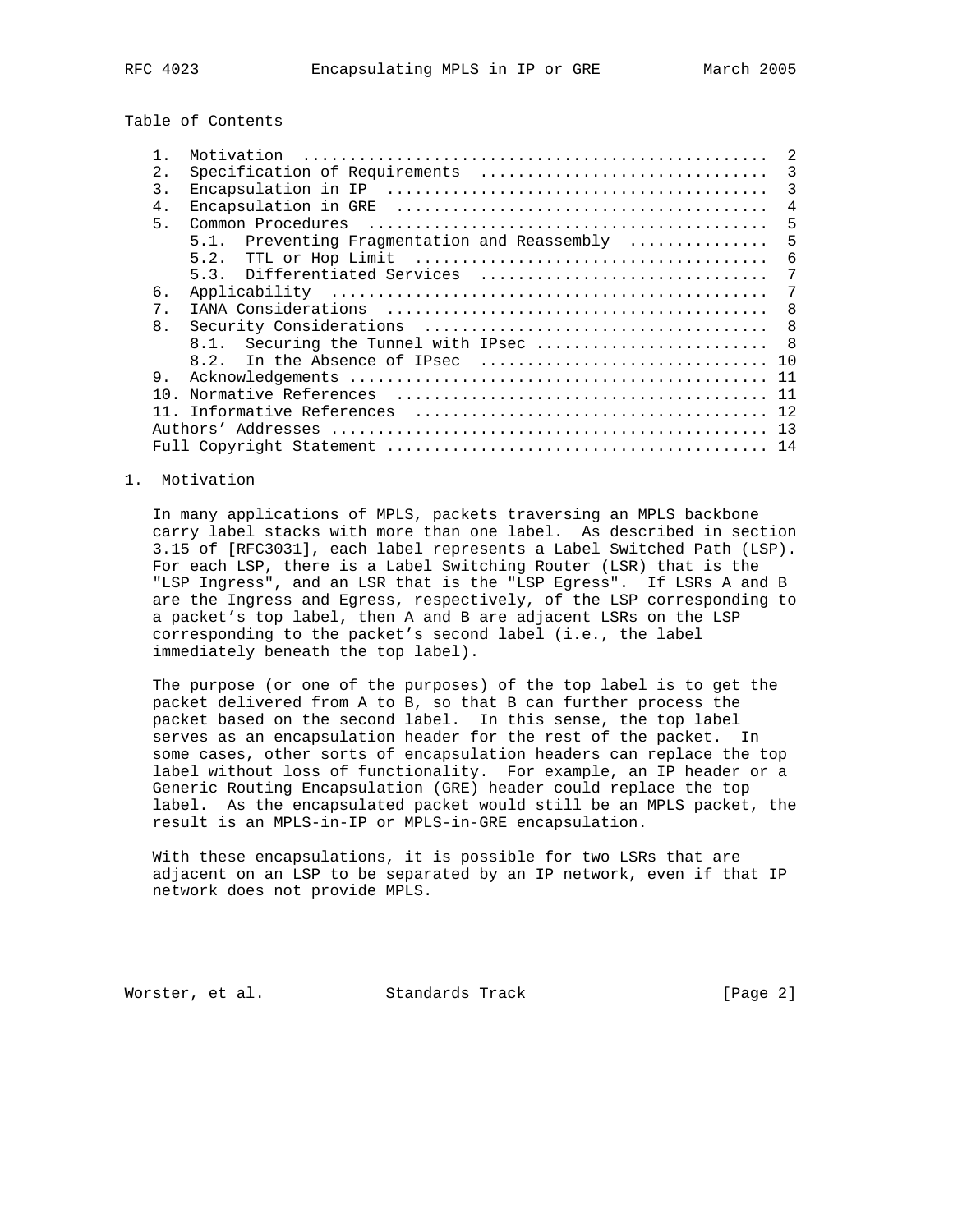Table of Contents

1. Motivation ................................................. 2
2. Specification of Requirements .............................. 3
3. Encapsulation in IP ........................................ 3
4. Encapsulation in GRE ....................................... 4
5. Common Procedures .......................................... 5
   5.1. Preventing Fragmentation and Reassembly ............... 5
   5.2. TTL or Hop Limit ...................................... 6
   5.3. Differentiated Services ............................... 7
6. Applicability .............................................. 7
7. IANA Considerations ........................................ 8
8. Security Considerations .................................... 8
   8.1. Securing the Tunnel with IPsec ........................ 8
   8.2. In the Absence of IPsec ............................... 10
9. Acknowledgements ........................................... 11
10. Normative References ...................................... 11
11. Informative References .................................... 12
Authors' Addresses ............................................ 13
Full Copyright Statement ...................................... 14

## 1. Motivation

In many applications of MPLS, packets traversing an MPLS backbone carry label stacks with more than one label. As described in section 3.15 of [RFC3031], each label represents a Label Switched Path (LSP). For each LSP, there is a Label Switching Router (LSR) that is the "LSP Ingress", and an LSR that is the "LSP Egress". If LSRs A and B are the Ingress and Egress, respectively, of the LSP corresponding to a packet's top label, then A and B are adjacent LSRs on the LSP corresponding to the packet's second label (i.e., the label immediately beneath the top label).

The purpose (or one of the purposes) of the top label is to get the packet delivered from A to B, so that B can further process the packet based on the second label. In this sense, the top label serves as an encapsulation header for the rest of the packet. In some cases, other sorts of encapsulation headers can replace the top label without loss of functionality. For example, an IP header or a Generic Routing Encapsulation (GRE) header could replace the top label. As the encapsulated packet would still be an MPLS packet, the result is an MPLS-in-IP or MPLS-in-GRE encapsulation.

With these encapsulations, it is possible for two LSRs that are adjacent on an LSP to be separated by an IP network, even if that IP network does not provide MPLS.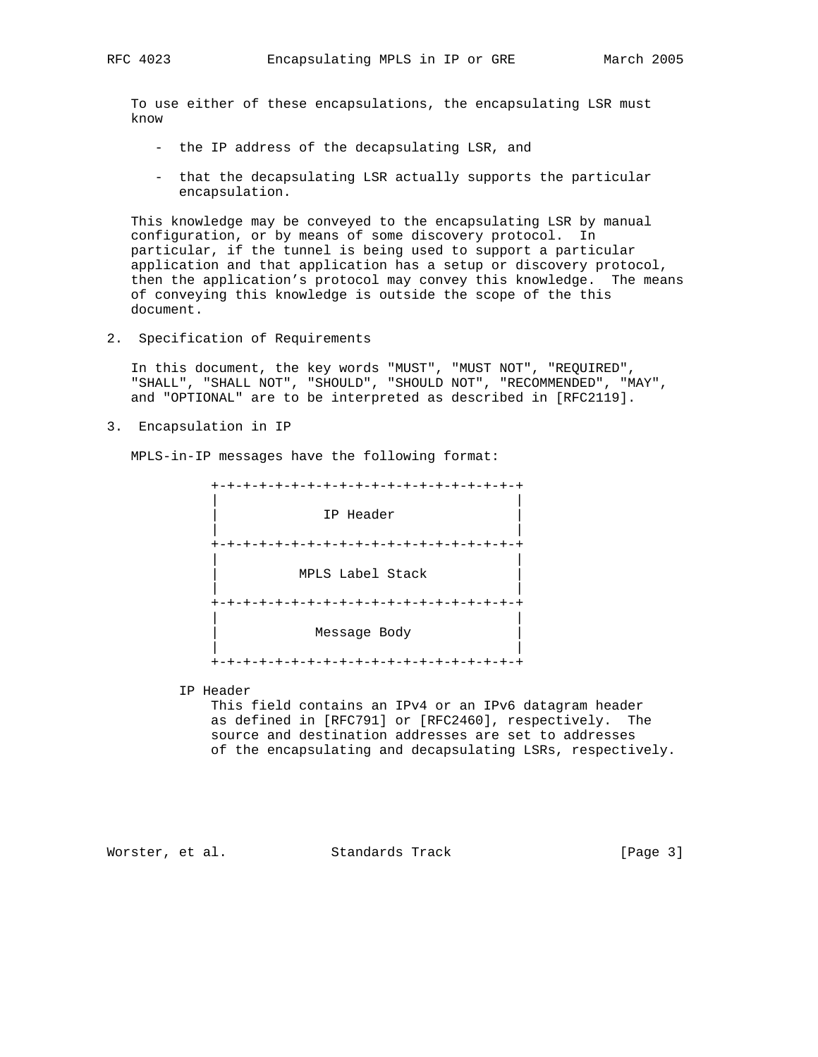To use either of these encapsulations, the encapsulating LSR must know

- the IP address of the decapsulating LSR, and
- that the decapsulating LSR actually supports the particular encapsulation.

This knowledge may be conveyed to the encapsulating LSR by manual configuration, or by means of some discovery protocol. In particular, if the tunnel is being used to support a particular application and that application has a setup or discovery protocol, then the application's protocol may convey this knowledge. The means of conveying this knowledge is outside the scope of the this document.

## 2. Specification of Requirements

In this document, the key words "MUST", "MUST NOT", "REQUIRED", "SHALL", "SHALL NOT", "SHOULD", "SHOULD NOT", "RECOMMENDED", "MAY", and "OPTIONAL" are to be interpreted as described in [RFC2119].

## 3. Encapsulation in IP

MPLS-in-IP messages have the following format:

```
+-+-+-+-+-+-+-+-+-+-+-+-+-+-+-+-+-+-+-+-+
|                                       |
|              IP Header                |
|                                       |
+-+-+-+-+-+-+-+-+-+-+-+-+-+-+-+-+-+-+-+-+
|                                       |
|           MPLS Label Stack            |
|                                       |
+-+-+-+-+-+-+-+-+-+-+-+-+-+-+-+-+-+-+-+-+
|                                       |
|             Message Body              |
|                                       |
+-+-+-+-+-+-+-+-+-+-+-+-+-+-+-+-+-+-+-+-+
```

IP Header
: This field contains an IPv4 or an IPv6 datagram header as defined in [RFC791] or [RFC2460], respectively. The source and destination addresses are set to addresses of the encapsulating and decapsulating LSRs, respectively.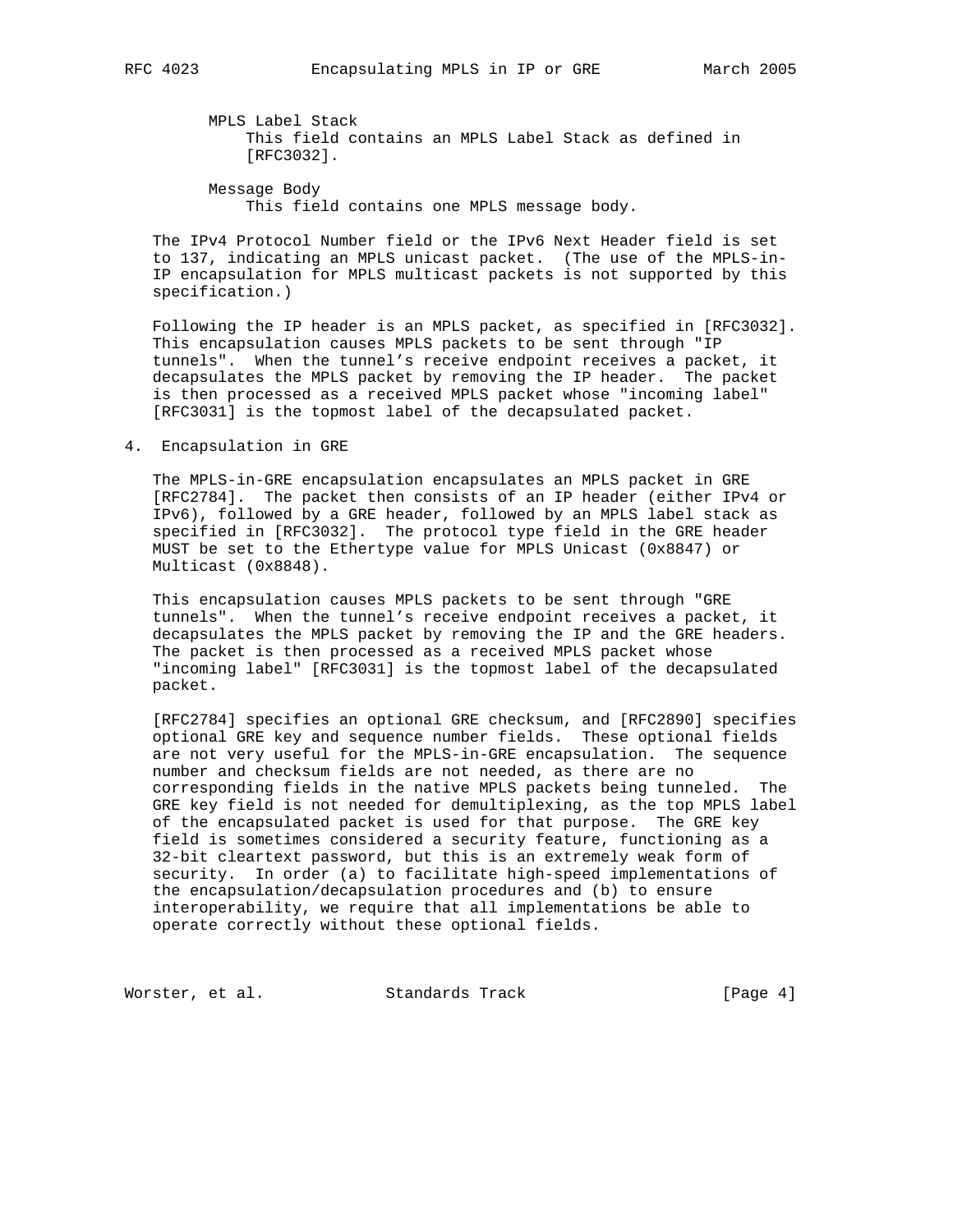MPLS Label Stack
: This field contains an MPLS Label Stack as defined in [RFC3032].

Message Body
: This field contains one MPLS message body.

The IPv4 Protocol Number field or the IPv6 Next Header field is set to 137, indicating an MPLS unicast packet. (The use of the MPLS-in-IP encapsulation for MPLS multicast packets is not supported by this specification.)

Following the IP header is an MPLS packet, as specified in [RFC3032]. This encapsulation causes MPLS packets to be sent through "IP tunnels". When the tunnel's receive endpoint receives a packet, it decapsulates the MPLS packet by removing the IP header. The packet is then processed as a received MPLS packet whose "incoming label" [RFC3031] is the topmost label of the decapsulated packet.

## 4. Encapsulation in GRE

The MPLS-in-GRE encapsulation encapsulates an MPLS packet in GRE [RFC2784]. The packet then consists of an IP header (either IPv4 or IPv6), followed by a GRE header, followed by an MPLS label stack as specified in [RFC3032]. The protocol type field in the GRE header MUST be set to the Ethertype value for MPLS Unicast (0x8847) or Multicast (0x8848).

This encapsulation causes MPLS packets to be sent through "GRE tunnels". When the tunnel's receive endpoint receives a packet, it decapsulates the MPLS packet by removing the IP and the GRE headers. The packet is then processed as a received MPLS packet whose "incoming label" [RFC3031] is the topmost label of the decapsulated packet.

[RFC2784] specifies an optional GRE checksum, and [RFC2890] specifies optional GRE key and sequence number fields. These optional fields are not very useful for the MPLS-in-GRE encapsulation. The sequence number and checksum fields are not needed, as there are no corresponding fields in the native MPLS packets being tunneled. The GRE key field is not needed for demultiplexing, as the top MPLS label of the encapsulated packet is used for that purpose. The GRE key field is sometimes considered a security feature, functioning as a 32-bit cleartext password, but this is an extremely weak form of security. In order (a) to facilitate high-speed implementations of the encapsulation/decapsulation procedures and (b) to ensure interoperability, we require that all implementations be able to operate correctly without these optional fields.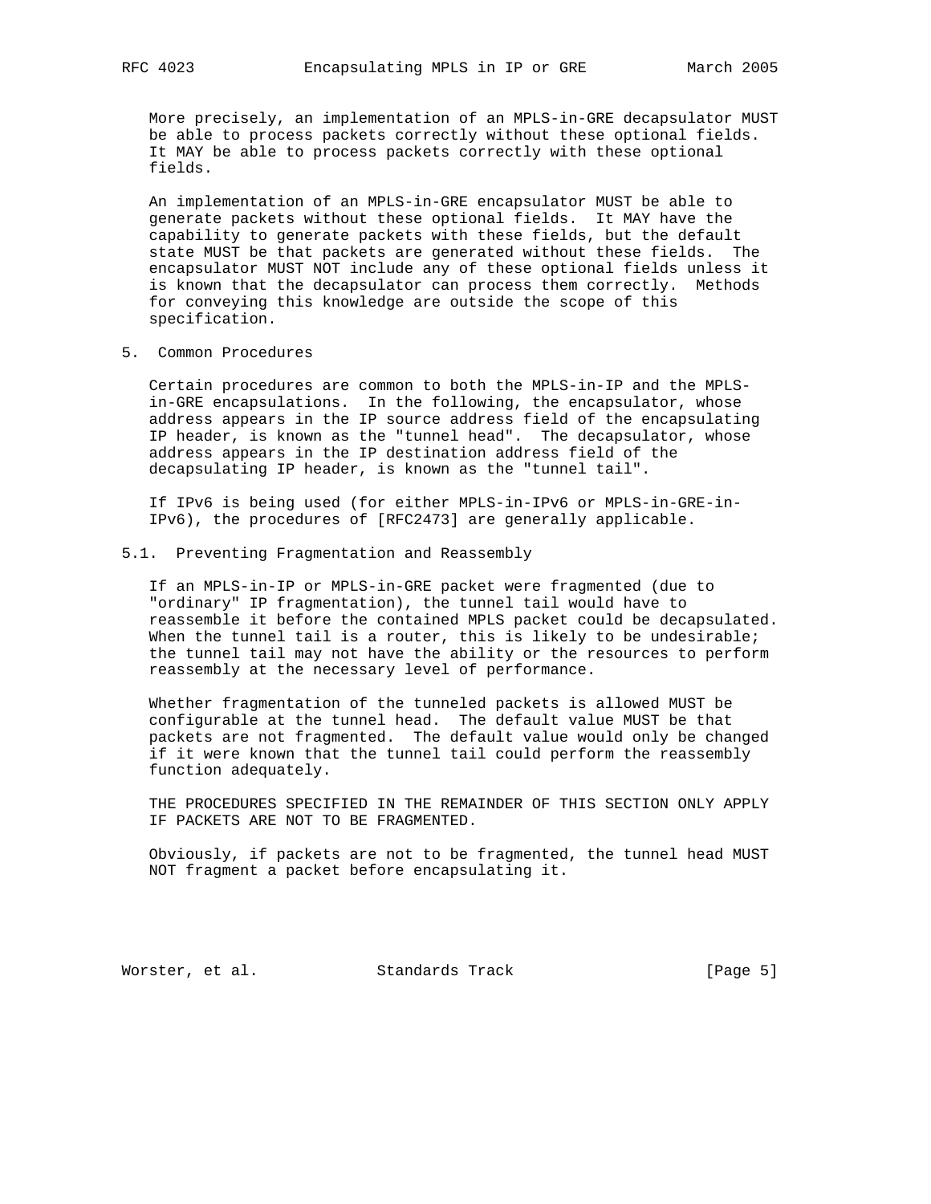More precisely, an implementation of an MPLS-in-GRE decapsulator MUST be able to process packets correctly without these optional fields. It MAY be able to process packets correctly with these optional fields.

An implementation of an MPLS-in-GRE encapsulator MUST be able to generate packets without these optional fields. It MAY have the capability to generate packets with these fields, but the default state MUST be that packets are generated without these fields. The encapsulator MUST NOT include any of these optional fields unless it is known that the decapsulator can process them correctly. Methods for conveying this knowledge are outside the scope of this specification.

## 5. Common Procedures

Certain procedures are common to both the MPLS-in-IP and the MPLS-in-GRE encapsulations. In the following, the encapsulator, whose address appears in the IP source address field of the encapsulating IP header, is known as the "tunnel head". The decapsulator, whose address appears in the IP destination address field of the decapsulating IP header, is known as the "tunnel tail".

If IPv6 is being used (for either MPLS-in-IPv6 or MPLS-in-GRE-in-IPv6), the procedures of [RFC2473] are generally applicable.

### 5.1. Preventing Fragmentation and Reassembly

If an MPLS-in-IP or MPLS-in-GRE packet were fragmented (due to "ordinary" IP fragmentation), the tunnel tail would have to reassemble it before the contained MPLS packet could be decapsulated. When the tunnel tail is a router, this is likely to be undesirable; the tunnel tail may not have the ability or the resources to perform reassembly at the necessary level of performance.

Whether fragmentation of the tunneled packets is allowed MUST be configurable at the tunnel head. The default value MUST be that packets are not fragmented. The default value would only be changed if it were known that the tunnel tail could perform the reassembly function adequately.

THE PROCEDURES SPECIFIED IN THE REMAINDER OF THIS SECTION ONLY APPLY IF PACKETS ARE NOT TO BE FRAGMENTED.

Obviously, if packets are not to be fragmented, the tunnel head MUST NOT fragment a packet before encapsulating it.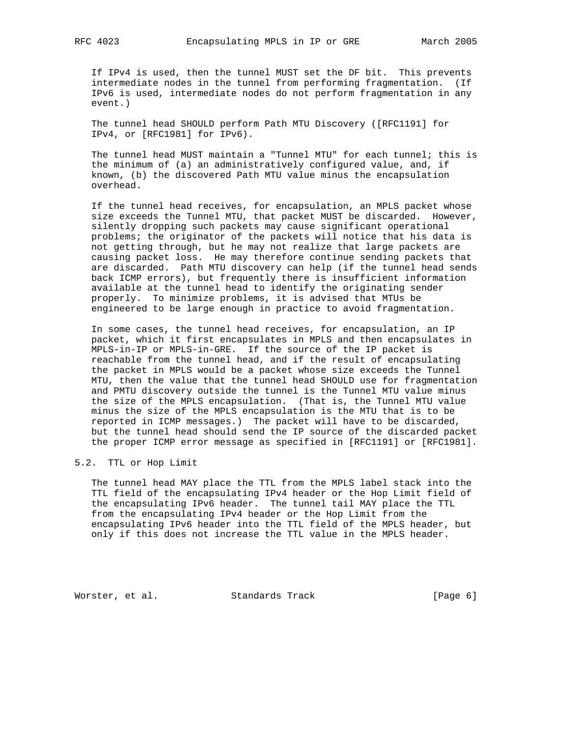If IPv4 is used, then the tunnel MUST set the DF bit. This prevents intermediate nodes in the tunnel from performing fragmentation. (If IPv6 is used, intermediate nodes do not perform fragmentation in any event.)

The tunnel head SHOULD perform Path MTU Discovery ([RFC1191] for IPv4, or [RFC1981] for IPv6).

The tunnel head MUST maintain a "Tunnel MTU" for each tunnel; this is the minimum of (a) an administratively configured value, and, if known, (b) the discovered Path MTU value minus the encapsulation overhead.

If the tunnel head receives, for encapsulation, an MPLS packet whose size exceeds the Tunnel MTU, that packet MUST be discarded. However, silently dropping such packets may cause significant operational problems; the originator of the packets will notice that his data is not getting through, but he may not realize that large packets are causing packet loss. He may therefore continue sending packets that are discarded. Path MTU discovery can help (if the tunnel head sends back ICMP errors), but frequently there is insufficient information available at the tunnel head to identify the originating sender properly. To minimize problems, it is advised that MTUs be engineered to be large enough in practice to avoid fragmentation.

In some cases, the tunnel head receives, for encapsulation, an IP packet, which it first encapsulates in MPLS and then encapsulates in MPLS-in-IP or MPLS-in-GRE. If the source of the IP packet is reachable from the tunnel head, and if the result of encapsulating the packet in MPLS would be a packet whose size exceeds the Tunnel MTU, then the value that the tunnel head SHOULD use for fragmentation and PMTU discovery outside the tunnel is the Tunnel MTU value minus the size of the MPLS encapsulation. (That is, the Tunnel MTU value minus the size of the MPLS encapsulation is the MTU that is to be reported in ICMP messages.) The packet will have to be discarded, but the tunnel head should send the IP source of the discarded packet the proper ICMP error message as specified in [RFC1191] or [RFC1981].

## 5.2. TTL or Hop Limit

The tunnel head MAY place the TTL from the MPLS label stack into the TTL field of the encapsulating IPv4 header or the Hop Limit field of the encapsulating IPv6 header. The tunnel tail MAY place the TTL from the encapsulating IPv4 header or the Hop Limit from the encapsulating IPv6 header into the TTL field of the MPLS header, but only if this does not increase the TTL value in the MPLS header.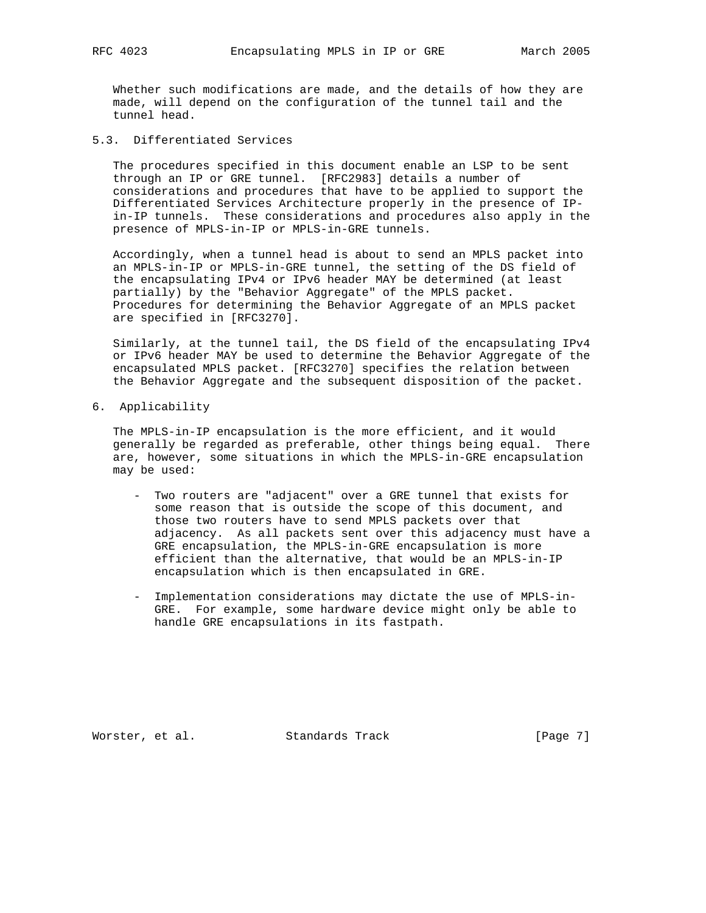Whether such modifications are made, and the details of how they are made, will depend on the configuration of the tunnel tail and the tunnel head.

### 5.3. Differentiated Services

The procedures specified in this document enable an LSP to be sent through an IP or GRE tunnel. [RFC2983] details a number of considerations and procedures that have to be applied to support the Differentiated Services Architecture properly in the presence of IP-in-IP tunnels. These considerations and procedures also apply in the presence of MPLS-in-IP or MPLS-in-GRE tunnels.

Accordingly, when a tunnel head is about to send an MPLS packet into an MPLS-in-IP or MPLS-in-GRE tunnel, the setting of the DS field of the encapsulating IPv4 or IPv6 header MAY be determined (at least partially) by the "Behavior Aggregate" of the MPLS packet. Procedures for determining the Behavior Aggregate of an MPLS packet are specified in [RFC3270].

Similarly, at the tunnel tail, the DS field of the encapsulating IPv4 or IPv6 header MAY be used to determine the Behavior Aggregate of the encapsulated MPLS packet. [RFC3270] specifies the relation between the Behavior Aggregate and the subsequent disposition of the packet.

## 6. Applicability

The MPLS-in-IP encapsulation is the more efficient, and it would generally be regarded as preferable, other things being equal. There are, however, some situations in which the MPLS-in-GRE encapsulation may be used:

- Two routers are "adjacent" over a GRE tunnel that exists for some reason that is outside the scope of this document, and those two routers have to send MPLS packets over that adjacency. As all packets sent over this adjacency must have a GRE encapsulation, the MPLS-in-GRE encapsulation is more efficient than the alternative, that would be an MPLS-in-IP encapsulation which is then encapsulated in GRE.

- Implementation considerations may dictate the use of MPLS-in-GRE. For example, some hardware device might only be able to handle GRE encapsulations in its fastpath.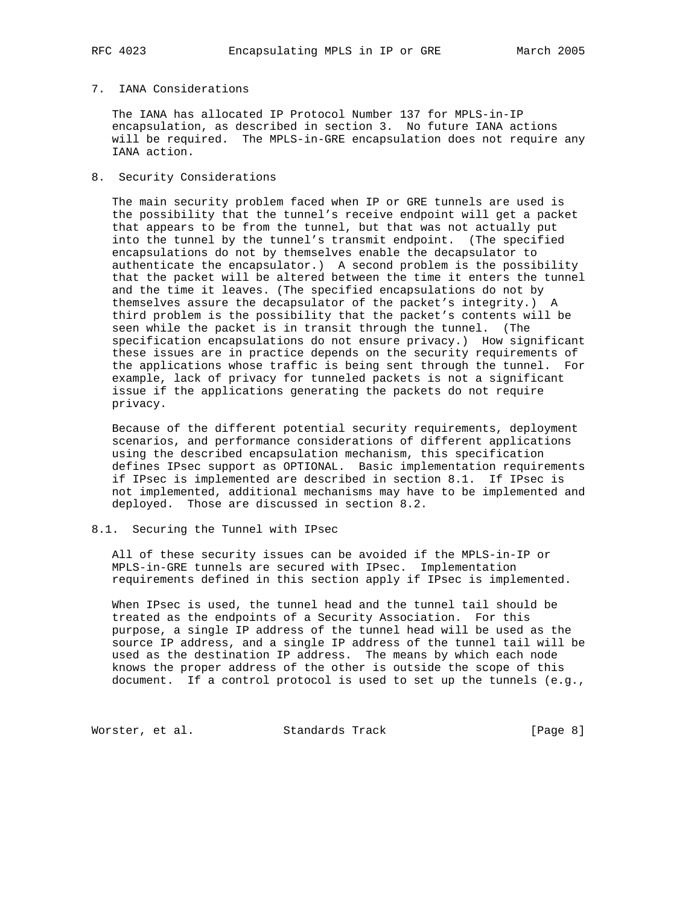## 7. IANA Considerations

The IANA has allocated IP Protocol Number 137 for MPLS-in-IP encapsulation, as described in section 3. No future IANA actions will be required. The MPLS-in-GRE encapsulation does not require any IANA action.

## 8. Security Considerations

The main security problem faced when IP or GRE tunnels are used is the possibility that the tunnel's receive endpoint will get a packet that appears to be from the tunnel, but that was not actually put into the tunnel by the tunnel's transmit endpoint. (The specified encapsulations do not by themselves enable the decapsulator to authenticate the encapsulator.) A second problem is the possibility that the packet will be altered between the time it enters the tunnel and the time it leaves. (The specified encapsulations do not by themselves assure the decapsulator of the packet's integrity.) A third problem is the possibility that the packet's contents will be seen while the packet is in transit through the tunnel. (The specification encapsulations do not ensure privacy.) How significant these issues are in practice depends on the security requirements of the applications whose traffic is being sent through the tunnel. For example, lack of privacy for tunneled packets is not a significant issue if the applications generating the packets do not require privacy.

Because of the different potential security requirements, deployment scenarios, and performance considerations of different applications using the described encapsulation mechanism, this specification defines IPsec support as OPTIONAL. Basic implementation requirements if IPsec is implemented are described in section 8.1. If IPsec is not implemented, additional mechanisms may have to be implemented and deployed. Those are discussed in section 8.2.

### 8.1. Securing the Tunnel with IPsec

All of these security issues can be avoided if the MPLS-in-IP or MPLS-in-GRE tunnels are secured with IPsec. Implementation requirements defined in this section apply if IPsec is implemented.

When IPsec is used, the tunnel head and the tunnel tail should be treated as the endpoints of a Security Association. For this purpose, a single IP address of the tunnel head will be used as the source IP address, and a single IP address of the tunnel tail will be used as the destination IP address. The means by which each node knows the proper address of the other is outside the scope of this document. If a control protocol is used to set up the tunnels (e.g.,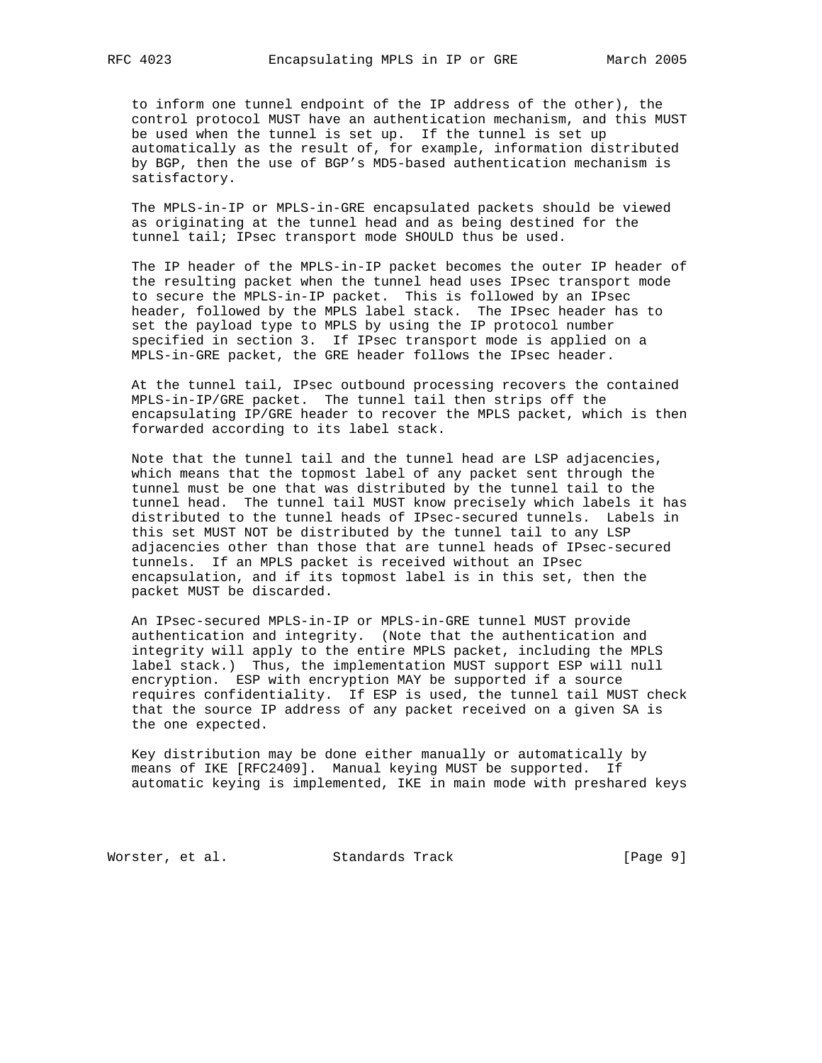to inform one tunnel endpoint of the IP address of the other), the control protocol MUST have an authentication mechanism, and this MUST be used when the tunnel is set up. If the tunnel is set up automatically as the result of, for example, information distributed by BGP, then the use of BGP's MD5-based authentication mechanism is satisfactory.

The MPLS-in-IP or MPLS-in-GRE encapsulated packets should be viewed as originating at the tunnel head and as being destined for the tunnel tail; IPsec transport mode SHOULD thus be used.

The IP header of the MPLS-in-IP packet becomes the outer IP header of the resulting packet when the tunnel head uses IPsec transport mode to secure the MPLS-in-IP packet. This is followed by an IPsec header, followed by the MPLS label stack. The IPsec header has to set the payload type to MPLS by using the IP protocol number specified in section 3. If IPsec transport mode is applied on a MPLS-in-GRE packet, the GRE header follows the IPsec header.

At the tunnel tail, IPsec outbound processing recovers the contained MPLS-in-IP/GRE packet. The tunnel tail then strips off the encapsulating IP/GRE header to recover the MPLS packet, which is then forwarded according to its label stack.

Note that the tunnel tail and the tunnel head are LSP adjacencies, which means that the topmost label of any packet sent through the tunnel must be one that was distributed by the tunnel tail to the tunnel head. The tunnel tail MUST know precisely which labels it has distributed to the tunnel heads of IPsec-secured tunnels. Labels in this set MUST NOT be distributed by the tunnel tail to any LSP adjacencies other than those that are tunnel heads of IPsec-secured tunnels. If an MPLS packet is received without an IPsec encapsulation, and if its topmost label is in this set, then the packet MUST be discarded.

An IPsec-secured MPLS-in-IP or MPLS-in-GRE tunnel MUST provide authentication and integrity. (Note that the authentication and integrity will apply to the entire MPLS packet, including the MPLS label stack.) Thus, the implementation MUST support ESP will null encryption. ESP with encryption MAY be supported if a source requires confidentiality. If ESP is used, the tunnel tail MUST check that the source IP address of any packet received on a given SA is the one expected.

Key distribution may be done either manually or automatically by means of IKE [RFC2409]. Manual keying MUST be supported. If automatic keying is implemented, IKE in main mode with preshared keys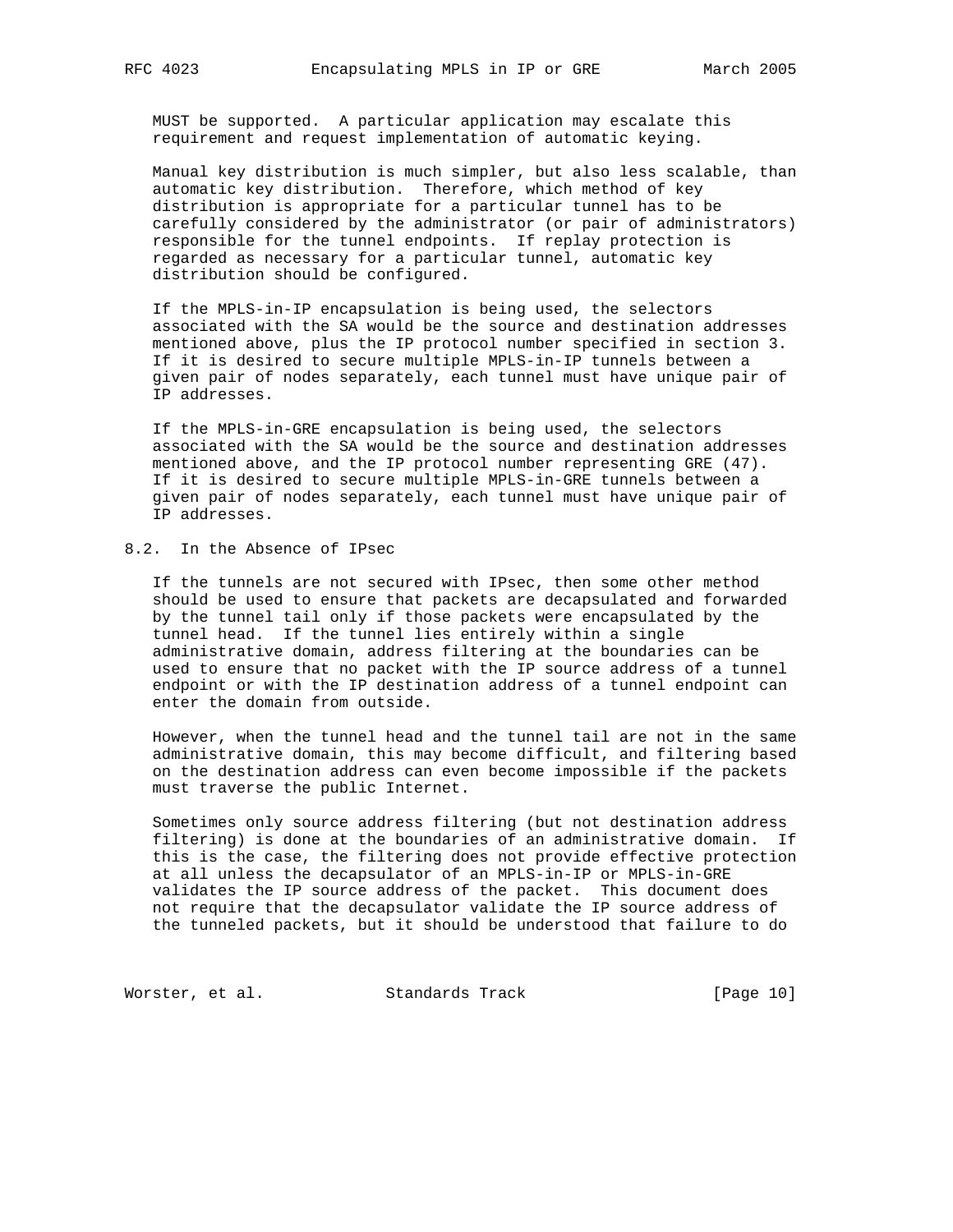MUST be supported. A particular application may escalate this requirement and request implementation of automatic keying.

Manual key distribution is much simpler, but also less scalable, than automatic key distribution. Therefore, which method of key distribution is appropriate for a particular tunnel has to be carefully considered by the administrator (or pair of administrators) responsible for the tunnel endpoints. If replay protection is regarded as necessary for a particular tunnel, automatic key distribution should be configured.

If the MPLS-in-IP encapsulation is being used, the selectors associated with the SA would be the source and destination addresses mentioned above, plus the IP protocol number specified in section 3. If it is desired to secure multiple MPLS-in-IP tunnels between a given pair of nodes separately, each tunnel must have unique pair of IP addresses.

If the MPLS-in-GRE encapsulation is being used, the selectors associated with the SA would be the source and destination addresses mentioned above, and the IP protocol number representing GRE (47). If it is desired to secure multiple MPLS-in-GRE tunnels between a given pair of nodes separately, each tunnel must have unique pair of IP addresses.

## 8.2. In the Absence of IPsec

If the tunnels are not secured with IPsec, then some other method should be used to ensure that packets are decapsulated and forwarded by the tunnel tail only if those packets were encapsulated by the tunnel head. If the tunnel lies entirely within a single administrative domain, address filtering at the boundaries can be used to ensure that no packet with the IP source address of a tunnel endpoint or with the IP destination address of a tunnel endpoint can enter the domain from outside.

However, when the tunnel head and the tunnel tail are not in the same administrative domain, this may become difficult, and filtering based on the destination address can even become impossible if the packets must traverse the public Internet.

Sometimes only source address filtering (but not destination address filtering) is done at the boundaries of an administrative domain. If this is the case, the filtering does not provide effective protection at all unless the decapsulator of an MPLS-in-IP or MPLS-in-GRE validates the IP source address of the packet. This document does not require that the decapsulator validate the IP source address of the tunneled packets, but it should be understood that failure to do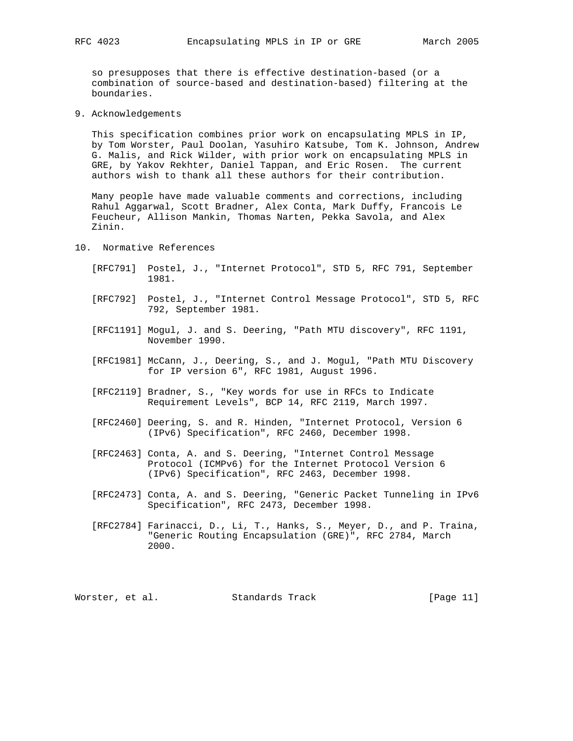so presupposes that there is effective destination-based (or a combination of source-based and destination-based) filtering at the boundaries.

## 9. Acknowledgements

This specification combines prior work on encapsulating MPLS in IP, by Tom Worster, Paul Doolan, Yasuhiro Katsube, Tom K. Johnson, Andrew G. Malis, and Rick Wilder, with prior work on encapsulating MPLS in GRE, by Yakov Rekhter, Daniel Tappan, and Eric Rosen. The current authors wish to thank all these authors for their contribution.

Many people have made valuable comments and corrections, including Rahul Aggarwal, Scott Bradner, Alex Conta, Mark Duffy, Francois Le Feucheur, Allison Mankin, Thomas Narten, Pekka Savola, and Alex Zinin.

## 10. Normative References

[RFC791] Postel, J., "Internet Protocol", STD 5, RFC 791, September 1981.

[RFC792] Postel, J., "Internet Control Message Protocol", STD 5, RFC 792, September 1981.

[RFC1191] Mogul, J. and S. Deering, "Path MTU discovery", RFC 1191, November 1990.

[RFC1981] McCann, J., Deering, S., and J. Mogul, "Path MTU Discovery for IP version 6", RFC 1981, August 1996.

[RFC2119] Bradner, S., "Key words for use in RFCs to Indicate Requirement Levels", BCP 14, RFC 2119, March 1997.

[RFC2460] Deering, S. and R. Hinden, "Internet Protocol, Version 6 (IPv6) Specification", RFC 2460, December 1998.

[RFC2463] Conta, A. and S. Deering, "Internet Control Message Protocol (ICMPv6) for the Internet Protocol Version 6 (IPv6) Specification", RFC 2463, December 1998.

[RFC2473] Conta, A. and S. Deering, "Generic Packet Tunneling in IPv6 Specification", RFC 2473, December 1998.

[RFC2784] Farinacci, D., Li, T., Hanks, S., Meyer, D., and P. Traina, "Generic Routing Encapsulation (GRE)", RFC 2784, March 2000.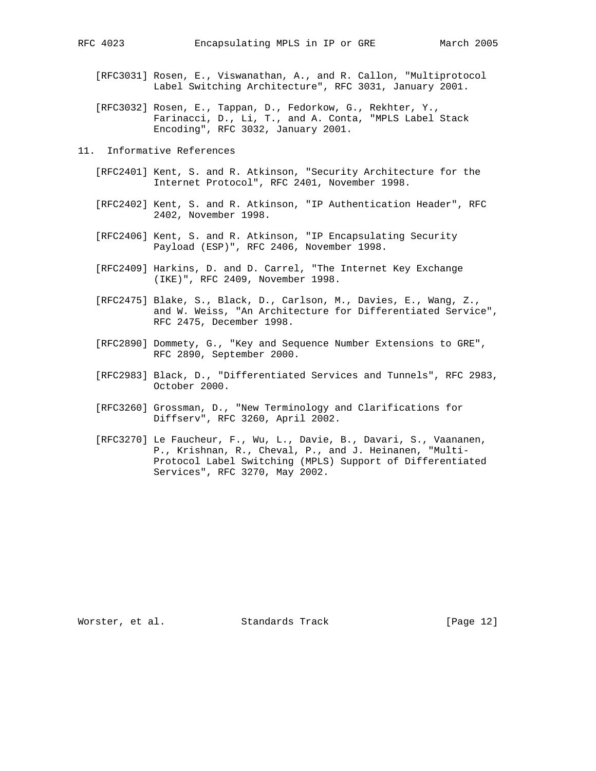[RFC3031] Rosen, E., Viswanathan, A., and R. Callon, "Multiprotocol Label Switching Architecture", RFC 3031, January 2001.

[RFC3032] Rosen, E., Tappan, D., Fedorkow, G., Rekhter, Y., Farinacci, D., Li, T., and A. Conta, "MPLS Label Stack Encoding", RFC 3032, January 2001.

## 11. Informative References

[RFC2401] Kent, S. and R. Atkinson, "Security Architecture for the Internet Protocol", RFC 2401, November 1998.

[RFC2402] Kent, S. and R. Atkinson, "IP Authentication Header", RFC 2402, November 1998.

[RFC2406] Kent, S. and R. Atkinson, "IP Encapsulating Security Payload (ESP)", RFC 2406, November 1998.

[RFC2409] Harkins, D. and D. Carrel, "The Internet Key Exchange (IKE)", RFC 2409, November 1998.

[RFC2475] Blake, S., Black, D., Carlson, M., Davies, E., Wang, Z., and W. Weiss, "An Architecture for Differentiated Service", RFC 2475, December 1998.

[RFC2890] Dommety, G., "Key and Sequence Number Extensions to GRE", RFC 2890, September 2000.

[RFC2983] Black, D., "Differentiated Services and Tunnels", RFC 2983, October 2000.

[RFC3260] Grossman, D., "New Terminology and Clarifications for Diffserv", RFC 3260, April 2002.

[RFC3270] Le Faucheur, F., Wu, L., Davie, B., Davari, S., Vaananen, P., Krishnan, R., Cheval, P., and J. Heinanen, "Multi-Protocol Label Switching (MPLS) Support of Differentiated Services", RFC 3270, May 2002.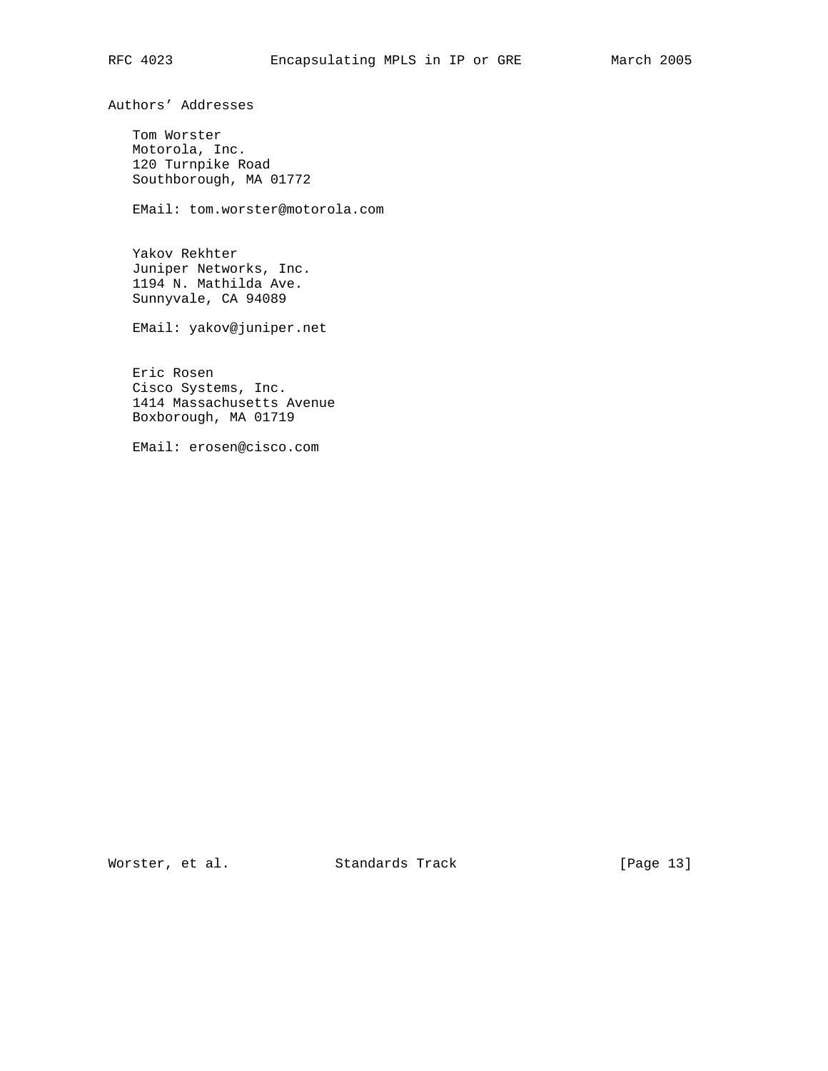## Authors' Addresses

Tom Worster
Motorola, Inc.
120 Turnpike Road
Southborough, MA 01772

EMail: tom.worster@motorola.com

Yakov Rekhter
Juniper Networks, Inc.
1194 N. Mathilda Ave.
Sunnyvale, CA 94089

EMail: yakov@juniper.net

Eric Rosen
Cisco Systems, Inc.
1414 Massachusetts Avenue
Boxborough, MA 01719

EMail: erosen@cisco.com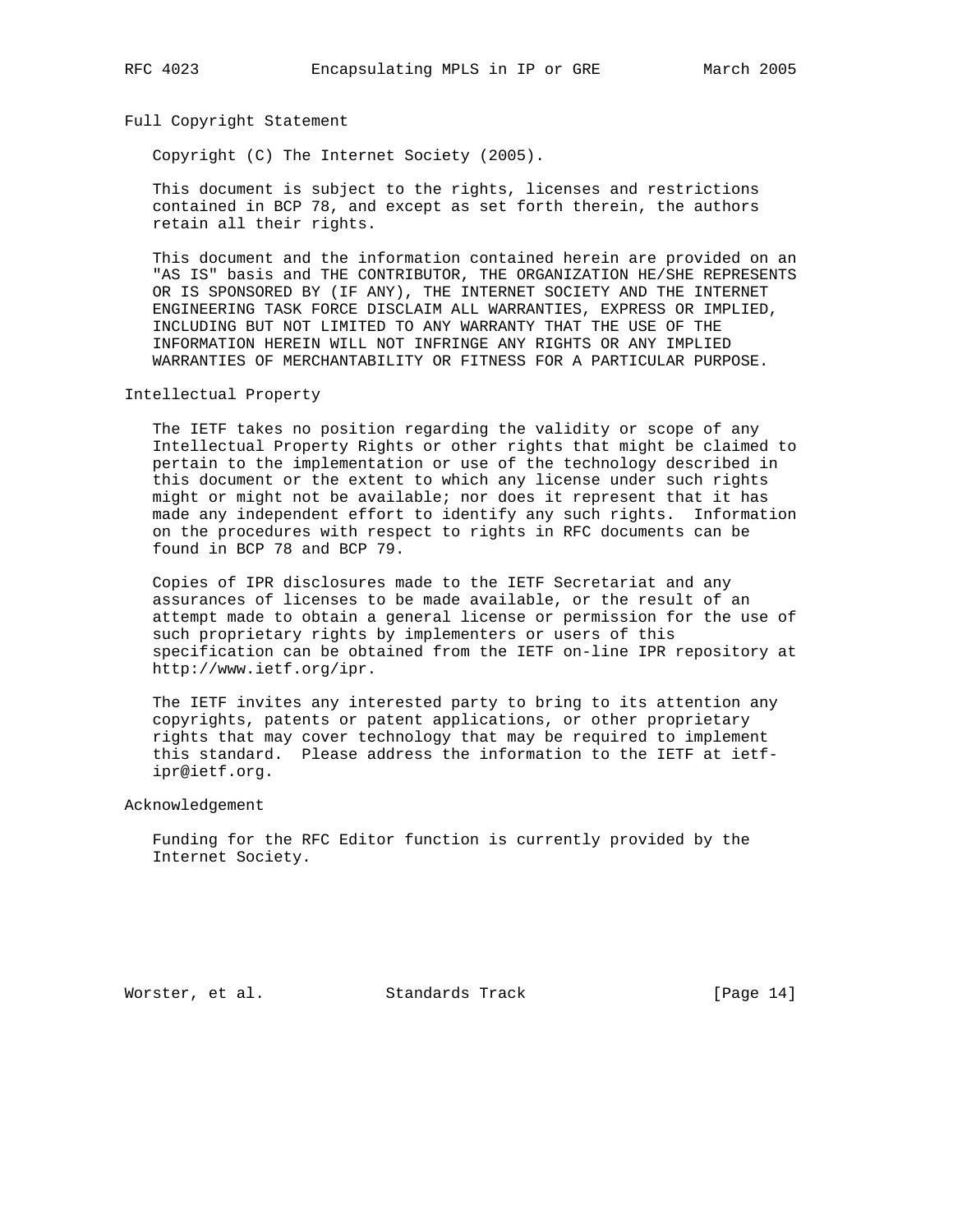## Full Copyright Statement

Copyright (C) The Internet Society (2005).

This document is subject to the rights, licenses and restrictions contained in BCP 78, and except as set forth therein, the authors retain all their rights.

This document and the information contained herein are provided on an "AS IS" basis and THE CONTRIBUTOR, THE ORGANIZATION HE/SHE REPRESENTS OR IS SPONSORED BY (IF ANY), THE INTERNET SOCIETY AND THE INTERNET ENGINEERING TASK FORCE DISCLAIM ALL WARRANTIES, EXPRESS OR IMPLIED, INCLUDING BUT NOT LIMITED TO ANY WARRANTY THAT THE USE OF THE INFORMATION HEREIN WILL NOT INFRINGE ANY RIGHTS OR ANY IMPLIED WARRANTIES OF MERCHANTABILITY OR FITNESS FOR A PARTICULAR PURPOSE.

## Intellectual Property

The IETF takes no position regarding the validity or scope of any Intellectual Property Rights or other rights that might be claimed to pertain to the implementation or use of the technology described in this document or the extent to which any license under such rights might or might not be available; nor does it represent that it has made any independent effort to identify any such rights. Information on the procedures with respect to rights in RFC documents can be found in BCP 78 and BCP 79.

Copies of IPR disclosures made to the IETF Secretariat and any assurances of licenses to be made available, or the result of an attempt made to obtain a general license or permission for the use of such proprietary rights by implementers or users of this specification can be obtained from the IETF on-line IPR repository at http://www.ietf.org/ipr.

The IETF invites any interested party to bring to its attention any copyrights, patents or patent applications, or other proprietary rights that may cover technology that may be required to implement this standard. Please address the information to the IETF at ietf-ipr@ietf.org.

## Acknowledgement

Funding for the RFC Editor function is currently provided by the Internet Society.